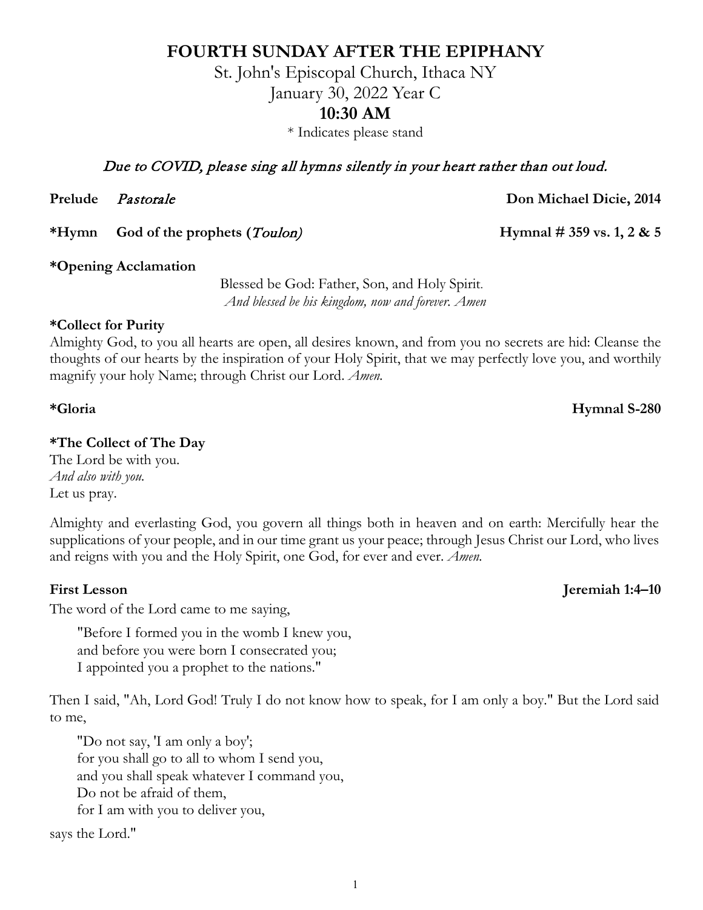# FOURTH SUNDAY AFTER THE EPIPHANY

St. John's Episcopal Church, Ithaca NY

January 30, 2022 Year C

**10:30 AM**

\* Indicates please stand

*Due to COVID, please sing all hymns silently in your heart rather than out loud.*

**Prelude** *Pastorale* **Don Michael Dicie, 2014**

**\*Hymn God of the prophets (*Toulon*)** **Hymnal # 359 vs. 1, 2 & 5**

**\*Opening Acclamation**

Blessed be God: Father, Son, and Holy Spirit.
*And blessed be his kingdom, now and forever. Amen*

**\*Collect for Purity**

Almighty God, to you all hearts are open, all desires known, and from you no secrets are hid: Cleanse the thoughts of our hearts by the inspiration of your Holy Spirit, that we may perfectly love you, and worthily magnify your holy Name; through Christ our Lord. *Amen.*

**\*Gloria** **Hymnal S-280**

**\*The Collect of The Day**

The Lord be with you.
*And also with you.*
Let us pray.

Almighty and everlasting God, you govern all things both in heaven and on earth: Mercifully hear the supplications of your people, and in our time grant us your peace; through Jesus Christ our Lord, who lives and reigns with you and the Holy Spirit, one God, for ever and ever. *Amen.*

**First Lesson** **Jeremiah 1:4–10**

The word of the Lord came to me saying,

> "Before I formed you in the womb I knew you,
> and before you were born I consecrated you;
> I appointed you a prophet to the nations."

Then I said, "Ah, Lord God! Truly I do not know how to speak, for I am only a boy." But the Lord said to me,

> "Do not say, 'I am only a boy';
> for you shall go to all to whom I send you,
> and you shall speak whatever I command you,
> Do not be afraid of them,
> for I am with you to deliver you,

says the Lord."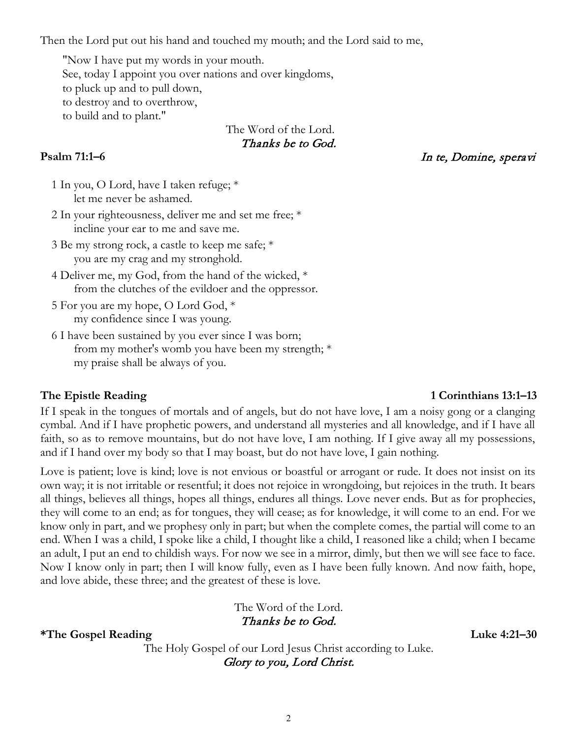Then the Lord put out his hand and touched my mouth; and the Lord said to me,

> "Now I have put my words in your mouth.
> See, today I appoint you over nations and over kingdoms,
> to pluck up and to pull down,
> to destroy and to overthrow,
> to build and to plant."

The Word of the Lord.
*Thanks be to God.*

**Psalm 71:1–6** *In te, Domine, speravi*

1 In you, O Lord, have I taken refuge; *
  let me never be ashamed.

2 In your righteousness, deliver me and set me free; *
  incline your ear to me and save me.

3 Be my strong rock, a castle to keep me safe; *
  you are my crag and my stronghold.

4 Deliver me, my God, from the hand of the wicked, *
  from the clutches of the evildoer and the oppressor.

5 For you are my hope, O Lord God, *
  my confidence since I was young.

6 I have been sustained by you ever since I was born;
  from my mother's womb you have been my strength; *
  my praise shall be always of you.

**The Epistle Reading** **1 Corinthians 13:1–13**

If I speak in the tongues of mortals and of angels, but do not have love, I am a noisy gong or a clanging cymbal. And if I have prophetic powers, and understand all mysteries and all knowledge, and if I have all faith, so as to remove mountains, but do not have love, I am nothing. If I give away all my possessions, and if I hand over my body so that I may boast, but do not have love, I gain nothing.

Love is patient; love is kind; love is not envious or boastful or arrogant or rude. It does not insist on its own way; it is not irritable or resentful; it does not rejoice in wrongdoing, but rejoices in the truth. It bears all things, believes all things, hopes all things, endures all things. Love never ends. But as for prophecies, they will come to an end; as for tongues, they will cease; as for knowledge, it will come to an end. For we know only in part, and we prophesy only in part; but when the complete comes, the partial will come to an end. When I was a child, I spoke like a child, I thought like a child, I reasoned like a child; when I became an adult, I put an end to childish ways. For now we see in a mirror, dimly, but then we will see face to face. Now I know only in part; then I will know fully, even as I have been fully known. And now faith, hope, and love abide, these three; and the greatest of these is love.

The Word of the Lord.
*Thanks be to God.*

**\*The Gospel Reading** **Luke 4:21–30**

The Holy Gospel of our Lord Jesus Christ according to Luke.
*Glory to you, Lord Christ.*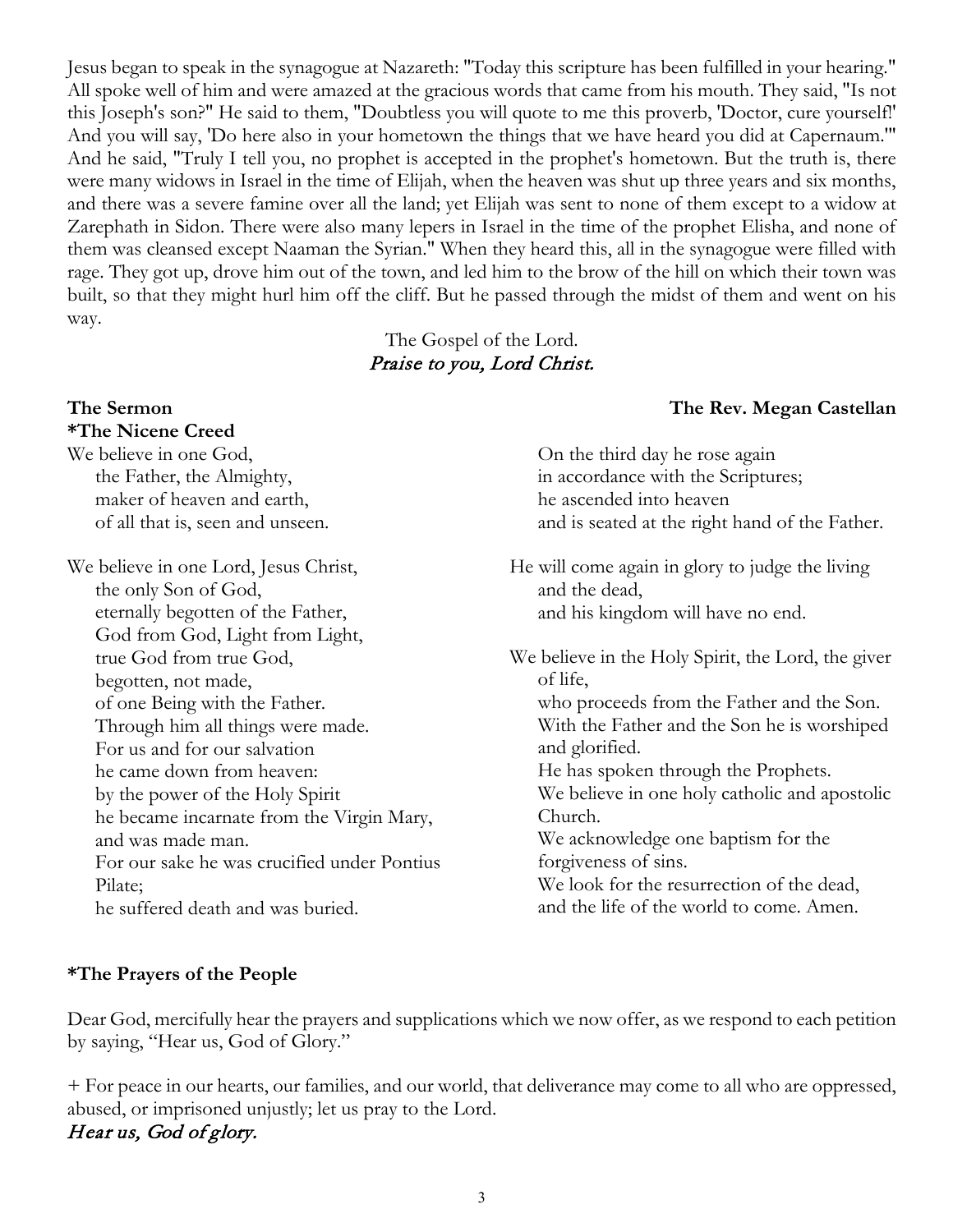Jesus began to speak in the synagogue at Nazareth: "Today this scripture has been fulfilled in your hearing." All spoke well of him and were amazed at the gracious words that came from his mouth. They said, "Is not this Joseph's son?" He said to them, "Doubtless you will quote to me this proverb, 'Doctor, cure yourself!' And you will say, 'Do here also in your hometown the things that we have heard you did at Capernaum.'" And he said, "Truly I tell you, no prophet is accepted in the prophet's hometown. But the truth is, there were many widows in Israel in the time of Elijah, when the heaven was shut up three years and six months, and there was a severe famine over all the land; yet Elijah was sent to none of them except to a widow at Zarephath in Sidon. There were also many lepers in Israel in the time of the prophet Elisha, and none of them was cleansed except Naaman the Syrian." When they heard this, all in the synagogue were filled with rage. They got up, drove him out of the town, and led him to the brow of the hill on which their town was built, so that they might hurl him off the cliff. But he passed through the midst of them and went on his way.

The Gospel of the Lord.
*Praise to you, Lord Christ.*

**The Sermon** **The Rev. Megan Castellan**

**\*The Nicene Creed**

We believe in one God,
the Father, the Almighty,
maker of heaven and earth,
of all that is, seen and unseen.

We believe in one Lord, Jesus Christ,
the only Son of God,
eternally begotten of the Father,
God from God, Light from Light,
true God from true God,
begotten, not made,
of one Being with the Father.
Through him all things were made.
For us and for our salvation
he came down from heaven:
by the power of the Holy Spirit
he became incarnate from the Virgin Mary,
and was made man.
For our sake he was crucified under Pontius Pilate;
he suffered death and was buried.
On the third day he rose again
in accordance with the Scriptures;
he ascended into heaven
and is seated at the right hand of the Father.

He will come again in glory to judge the living and the dead,
and his kingdom will have no end.

We believe in the Holy Spirit, the Lord, the giver of life,
who proceeds from the Father and the Son.
With the Father and the Son he is worshiped and glorified.
He has spoken through the Prophets.
We believe in one holy catholic and apostolic Church.
We acknowledge one baptism for the forgiveness of sins.
We look for the resurrection of the dead,
and the life of the world to come. Amen.

**\*The Prayers of the People**

Dear God, mercifully hear the prayers and supplications which we now offer, as we respond to each petition by saying, "Hear us, God of Glory."

+ For peace in our hearts, our families, and our world, that deliverance may come to all who are oppressed, abused, or imprisoned unjustly; let us pray to the Lord.
*Hear us, God of glory.*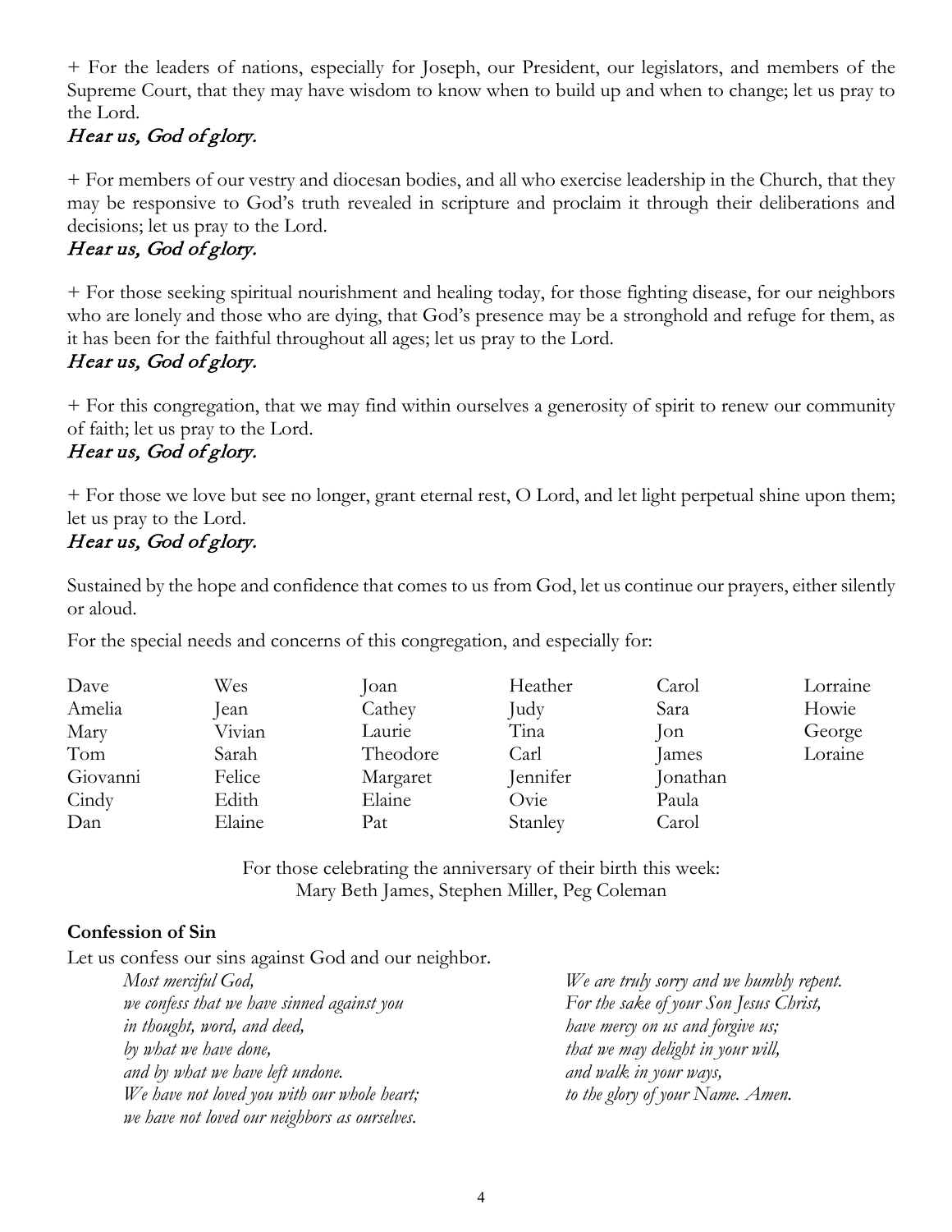+ For the leaders of nations, especially for Joseph, our President, our legislators, and members of the Supreme Court, that they may have wisdom to know when to build up and when to change; let us pray to the Lord.

*Hear us, God of glory.*

+ For members of our vestry and diocesan bodies, and all who exercise leadership in the Church, that they may be responsive to God's truth revealed in scripture and proclaim it through their deliberations and decisions; let us pray to the Lord.

*Hear us, God of glory.*

+ For those seeking spiritual nourishment and healing today, for those fighting disease, for our neighbors who are lonely and those who are dying, that God's presence may be a stronghold and refuge for them, as it has been for the faithful throughout all ages; let us pray to the Lord.

*Hear us, God of glory.*

+ For this congregation, that we may find within ourselves a generosity of spirit to renew our community of faith; let us pray to the Lord.

*Hear us, God of glory.*

+ For those we love but see no longer, grant eternal rest, O Lord, and let light perpetual shine upon them; let us pray to the Lord.

*Hear us, God of glory.*

Sustained by the hope and confidence that comes to us from God, let us continue our prayers, either silently or aloud.

For the special needs and concerns of this congregation, and especially for:

| | | | | | |
|---|---|---|---|---|---|
| Dave | Wes | Joan | Heather | Carol | Lorraine |
| Amelia | Jean | Cathey | Judy | Sara | Howie |
| Mary | Vivian | Laurie | Tina | Jon | George |
| Tom | Sarah | Theodore | Carl | James | Loraine |
| Giovanni | Felice | Margaret | Jennifer | Jonathan | |
| Cindy | Edith | Elaine | Ovie | Paula | |
| Dan | Elaine | Pat | Stanley | Carol | |

For those celebrating the anniversary of their birth this week:
Mary Beth James, Stephen Miller, Peg Coleman

**Confession of Sin**

Let us confess our sins against God and our neighbor.

*Most merciful God,*
*we confess that we have sinned against you*
*in thought, word, and deed,*
*by what we have done,*
*and by what we have left undone.*
*We have not loved you with our whole heart;*
*we have not loved our neighbors as ourselves.*
*We are truly sorry and we humbly repent.*
*For the sake of your Son Jesus Christ,*
*have mercy on us and forgive us;*
*that we may delight in your will,*
*and walk in your ways,*
*to the glory of your Name. Amen.*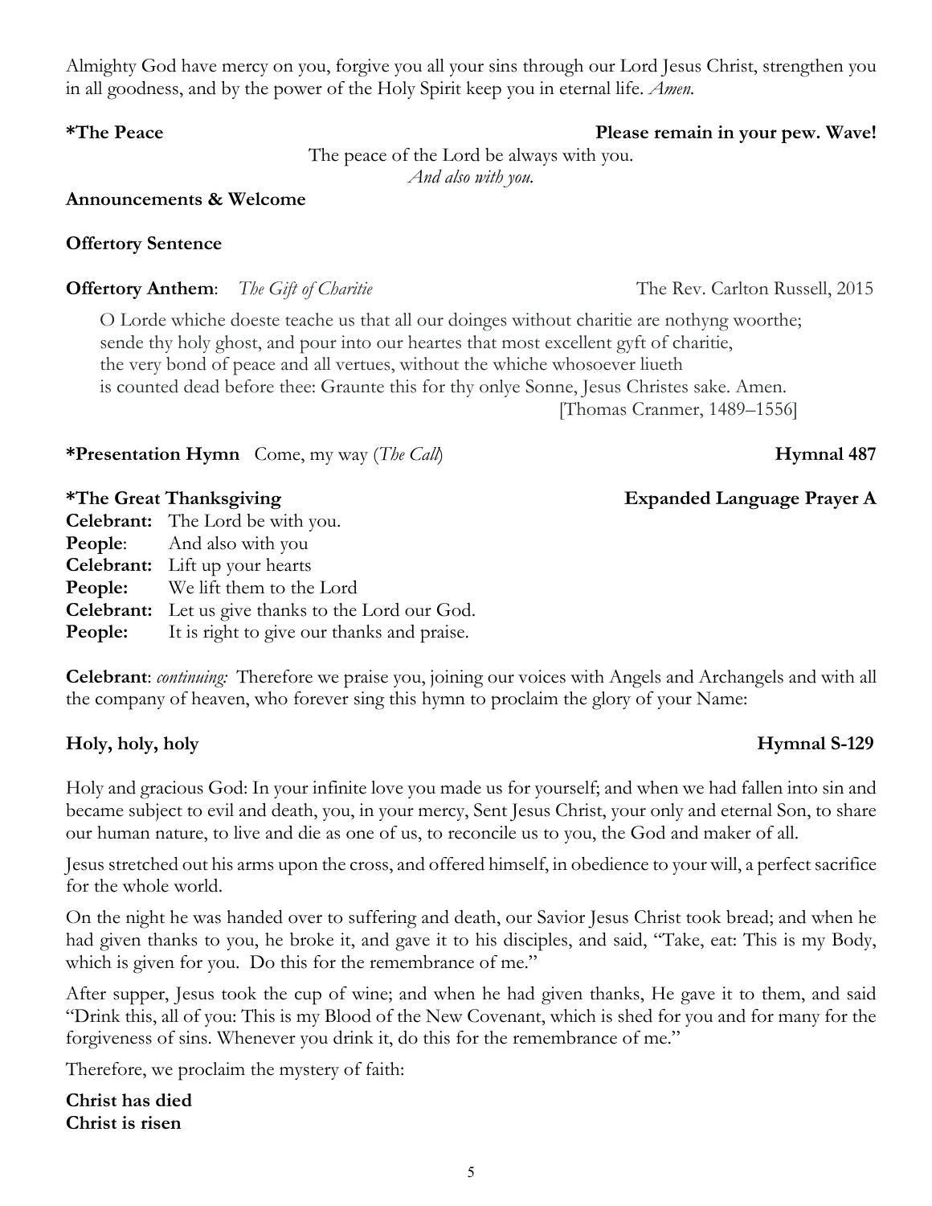Almighty God have mercy on you, forgive you all your sins through our Lord Jesus Christ, strengthen you in all goodness, and by the power of the Holy Spirit keep you in eternal life. *Amen.*

**\*The Peace** **Please remain in your pew. Wave!**

The peace of the Lord be always with you.
*And also with you.*

**Announcements & Welcome**

**Offertory Sentence**

**Offertory Anthem**: *The Gift of Charitie* The Rev. Carlton Russell, 2015

O Lorde whiche doeste teache us that all our doinges without charitie are nothyng woorthe;
sende thy holy ghost, and pour into our heartes that most excellent gyft of charitie,
the very bond of peace and all vertues, without the whiche whosoever liueth
is counted dead before thee: Graunte this for thy onlye Sonne, Jesus Christes sake. Amen.
[Thomas Cranmer, 1489–1556]

**\*Presentation Hymn** Come, my way (*The Call*) **Hymnal 487**

**\*The Great Thanksgiving** **Expanded Language Prayer A**

**Celebrant:** The Lord be with you.
**People**: And also with you
**Celebrant:** Lift up your hearts
**People:** We lift them to the Lord
**Celebrant:** Let us give thanks to the Lord our God.
**People:** It is right to give our thanks and praise.

**Celebrant**: *continuing:* Therefore we praise you, joining our voices with Angels and Archangels and with all the company of heaven, who forever sing this hymn to proclaim the glory of your Name:

**Holy, holy, holy** **Hymnal S-129**

Holy and gracious God: In your infinite love you made us for yourself; and when we had fallen into sin and became subject to evil and death, you, in your mercy, Sent Jesus Christ, your only and eternal Son, to share our human nature, to live and die as one of us, to reconcile us to you, the God and maker of all.

Jesus stretched out his arms upon the cross, and offered himself, in obedience to your will, a perfect sacrifice for the whole world.

On the night he was handed over to suffering and death, our Savior Jesus Christ took bread; and when he had given thanks to you, he broke it, and gave it to his disciples, and said, "Take, eat: This is my Body, which is given for you. Do this for the remembrance of me."

After supper, Jesus took the cup of wine; and when he had given thanks, He gave it to them, and said "Drink this, all of you: This is my Blood of the New Covenant, which is shed for you and for many for the forgiveness of sins. Whenever you drink it, do this for the remembrance of me."

Therefore, we proclaim the mystery of faith:

**Christ has died**
**Christ is risen**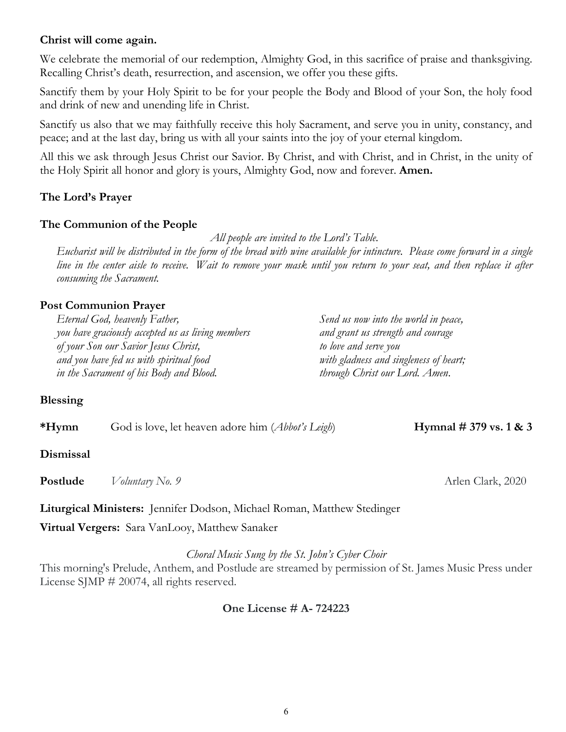**Christ will come again.**

We celebrate the memorial of our redemption, Almighty God, in this sacrifice of praise and thanksgiving. Recalling Christ's death, resurrection, and ascension, we offer you these gifts.

Sanctify them by your Holy Spirit to be for your people the Body and Blood of your Son, the holy food and drink of new and unending life in Christ.

Sanctify us also that we may faithfully receive this holy Sacrament, and serve you in unity, constancy, and peace; and at the last day, bring us with all your saints into the joy of your eternal kingdom.

All this we ask through Jesus Christ our Savior. By Christ, and with Christ, and in Christ, in the unity of the Holy Spirit all honor and glory is yours, Almighty God, now and forever. **Amen.**

**The Lord's Prayer**

**The Communion of the People**

*All people are invited to the Lord's Table.*

*Eucharist will be distributed in the form of the bread with wine available for intincture. Please come forward in a single line in the center aisle to receive. Wait to remove your mask until you return to your seat, and then replace it after consuming the Sacrament.*

**Post Communion Prayer**

*Eternal God, heavenly Father,*
*you have graciously accepted us as living members*
*of your Son our Savior Jesus Christ,*
*and you have fed us with spiritual food*
*in the Sacrament of his Body and Blood.*
*Send us now into the world in peace,*
*and grant us strength and courage*
*to love and serve you*
*with gladness and singleness of heart;*
*through Christ our Lord. Amen.*

**Blessing**

**\*Hymn** God is love, let heaven adore him (*Abbot's Leigh*) **Hymnal # 379 vs. 1 & 3**

**Dismissal**

**Postlude** *Voluntary No. 9* Arlen Clark, 2020

**Liturgical Ministers:** Jennifer Dodson, Michael Roman, Matthew Stedinger

**Virtual Vergers:** Sara VanLooy, Matthew Sanaker

*Choral Music Sung by the St. John's Cyber Choir*

This morning's Prelude, Anthem, and Postlude are streamed by permission of St. James Music Press under License SJMP # 20074, all rights reserved.

**One License # A- 724223**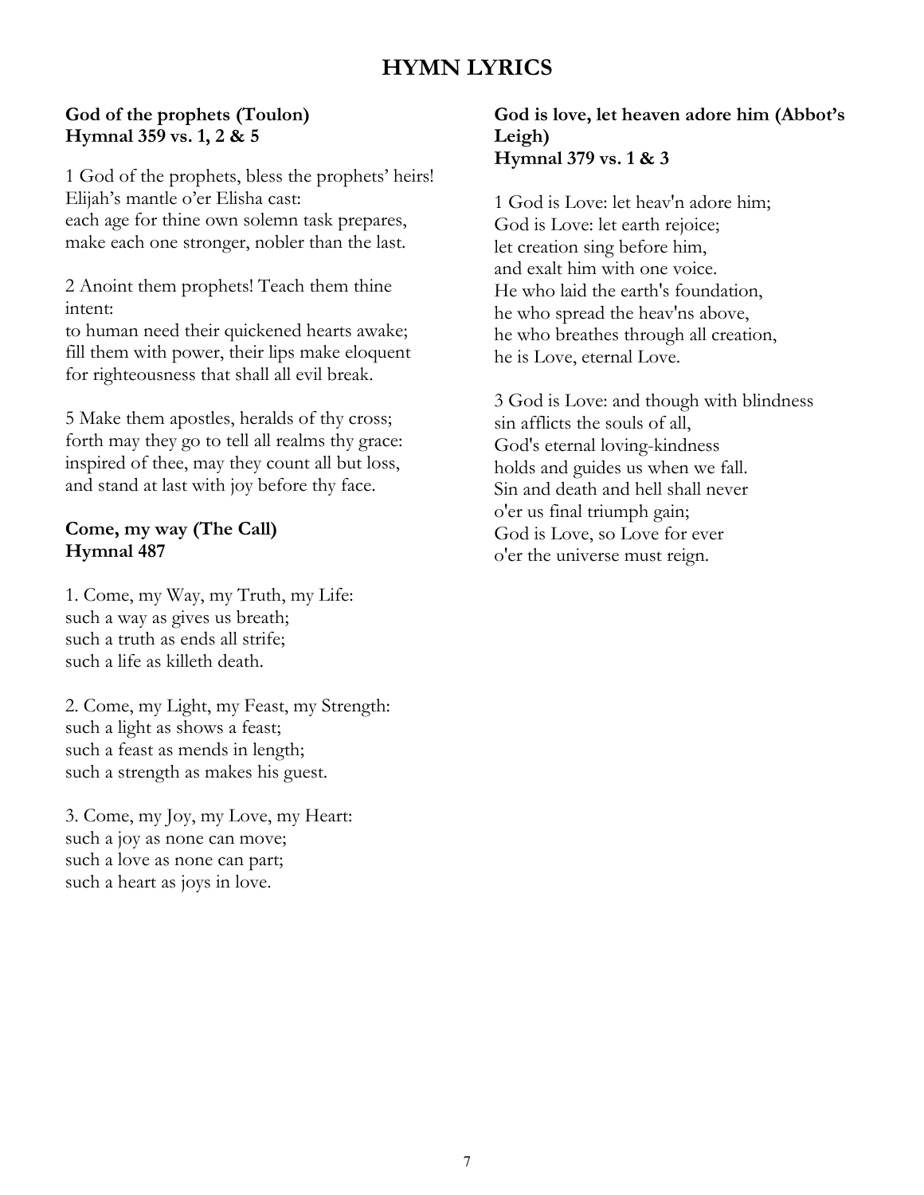# HYMN LYRICS

**God of the prophets (Toulon)**
**Hymnal 359 vs. 1, 2 & 5**

1 God of the prophets, bless the prophets' heirs!
Elijah's mantle o'er Elisha cast:
each age for thine own solemn task prepares,
make each one stronger, nobler than the last.

2 Anoint them prophets! Teach them thine intent:
to human need their quickened hearts awake;
fill them with power, their lips make eloquent
for righteousness that shall all evil break.

5 Make them apostles, heralds of thy cross;
forth may they go to tell all realms thy grace:
inspired of thee, may they count all but loss,
and stand at last with joy before thy face.

**Come, my way (The Call)**
**Hymnal 487**

1. Come, my Way, my Truth, my Life:
such a way as gives us breath;
such a truth as ends all strife;
such a life as killeth death.

2. Come, my Light, my Feast, my Strength:
such a light as shows a feast;
such a feast as mends in length;
such a strength as makes his guest.

3. Come, my Joy, my Love, my Heart:
such a joy as none can move;
such a love as none can part;
such a heart as joys in love.

**God is love, let heaven adore him (Abbot's Leigh)**
**Hymnal 379 vs. 1 & 3**

1 God is Love: let heav'n adore him;
God is Love: let earth rejoice;
let creation sing before him,
and exalt him with one voice.
He who laid the earth's foundation,
he who spread the heav'ns above,
he who breathes through all creation,
he is Love, eternal Love.

3 God is Love: and though with blindness
sin afflicts the souls of all,
God's eternal loving-kindness
holds and guides us when we fall.
Sin and death and hell shall never
o'er us final triumph gain;
God is Love, so Love for ever
o'er the universe must reign.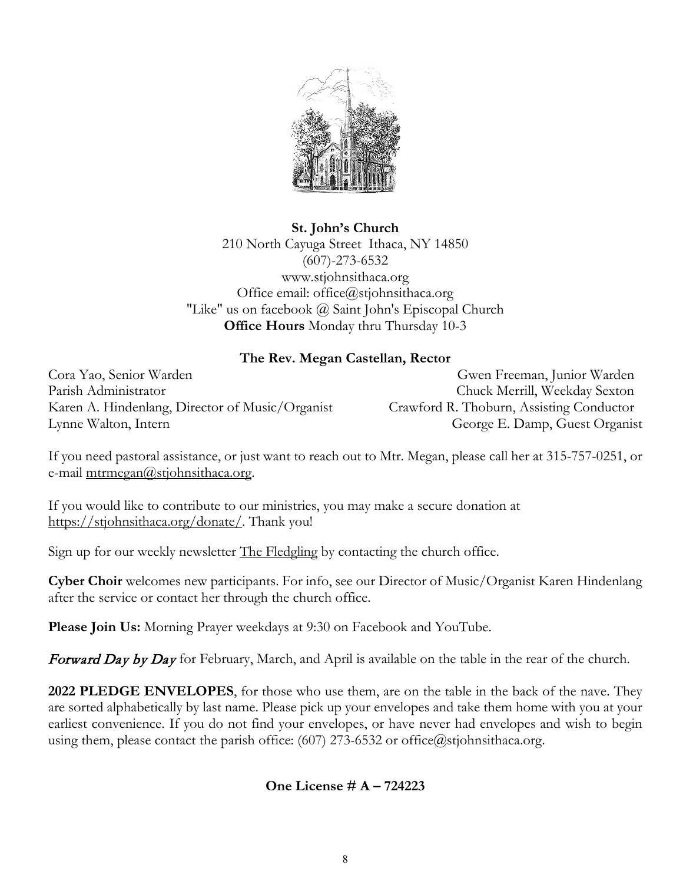**St. John's Church**
210 North Cayuga Street Ithaca, NY 14850
(607)-273-6532
www.stjohnsithaca.org
Office email: office@stjohnsithaca.org
"Like" us on facebook @ Saint John's Episcopal Church
**Office Hours** Monday thru Thursday 10-3

**The Rev. Megan Castellan, Rector**

Cora Yao, Senior Warden
Gwen Freeman, Junior Warden
Parish Administrator
Chuck Merrill, Weekday Sexton
Karen A. Hindenlang, Director of Music/Organist
Crawford R. Thoburn, Assisting Conductor
Lynne Walton, Intern
George E. Damp, Guest Organist

If you need pastoral assistance, or just want to reach out to Mtr. Megan, please call her at 315-757-0251, or e-mail mtrmegan@stjohnsithaca.org.

If you would like to contribute to our ministries, you may make a secure donation at https://stjohnsithaca.org/donate/. Thank you!

Sign up for our weekly newsletter The Fledgling by contacting the church office.

**Cyber Choir** welcomes new participants. For info, see our Director of Music/Organist Karen Hindenlang after the service or contact her through the church office.

**Please Join Us:** Morning Prayer weekdays at 9:30 on Facebook and YouTube.

*Forward Day by Day* for February, March, and April is available on the table in the rear of the church.

**2022 PLEDGE ENVELOPES**, for those who use them, are on the table in the back of the nave. They are sorted alphabetically by last name. Please pick up your envelopes and take them home with you at your earliest convenience. If you do not find your envelopes, or have never had envelopes and wish to begin using them, please contact the parish office: (607) 273-6532 or office@stjohnsithaca.org.

**One License # A – 724223**